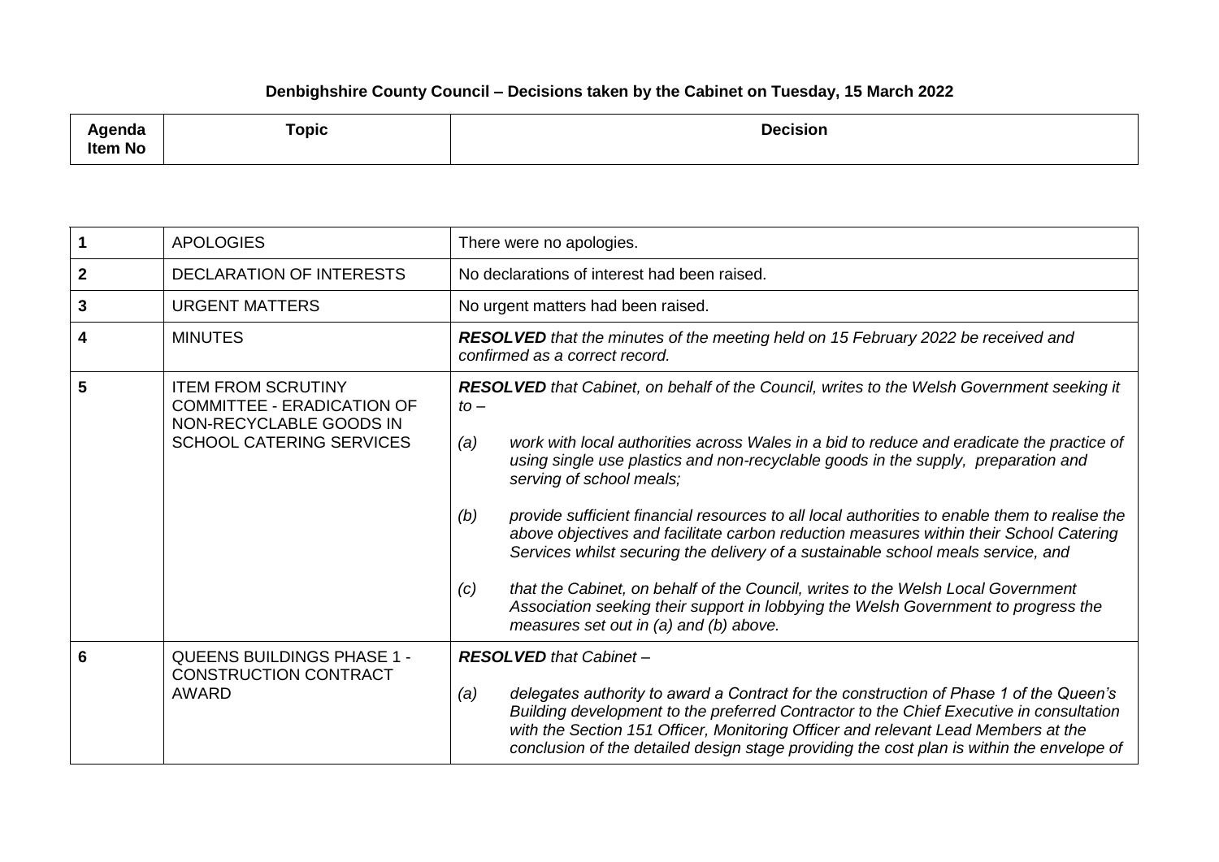# Denbighshire County Council – Decisions taken by the Cabinet on Tuesday, 15 March 2022

| Agenda Item No | Topic | Decision |
|---|---|---|
| 1 | APOLOGIES | There were no apologies. |
| 2 | DECLARATION OF INTERESTS | No declarations of interest had been raised. |
| 3 | URGENT MATTERS | No urgent matters had been raised. |
| 4 | MINUTES | ***RESOLVED*** *that the minutes of the meeting held on 15 February 2022 be received and confirmed as a correct record.* |
| 5 | ITEM FROM SCRUTINY COMMITTEE - ERADICATION OF NON-RECYCLABLE GOODS IN SCHOOL CATERING SERVICES | ***RESOLVED*** *that Cabinet, on behalf of the Council, writes to the Welsh Government seeking it to –*<br><br>*(a) work with local authorities across Wales in a bid to reduce and eradicate the practice of using single use plastics and non-recyclable goods in the supply, preparation and serving of school meals;*<br><br>*(b) provide sufficient financial resources to all local authorities to enable them to realise the above objectives and facilitate carbon reduction measures within their School Catering Services whilst securing the delivery of a sustainable school meals service, and*<br><br>*(c) that the Cabinet, on behalf of the Council, writes to the Welsh Local Government Association seeking their support in lobbying the Welsh Government to progress the measures set out in (a) and (b) above.* |
| 6 | QUEENS BUILDINGS PHASE 1 - CONSTRUCTION CONTRACT AWARD | ***RESOLVED*** *that Cabinet –*<br><br>*(a) delegates authority to award a Contract for the construction of Phase 1 of the Queen's Building development to the preferred Contractor to the Chief Executive in consultation with the Section 151 Officer, Monitoring Officer and relevant Lead Members at the conclusion of the detailed design stage providing the cost plan is within the envelope of* |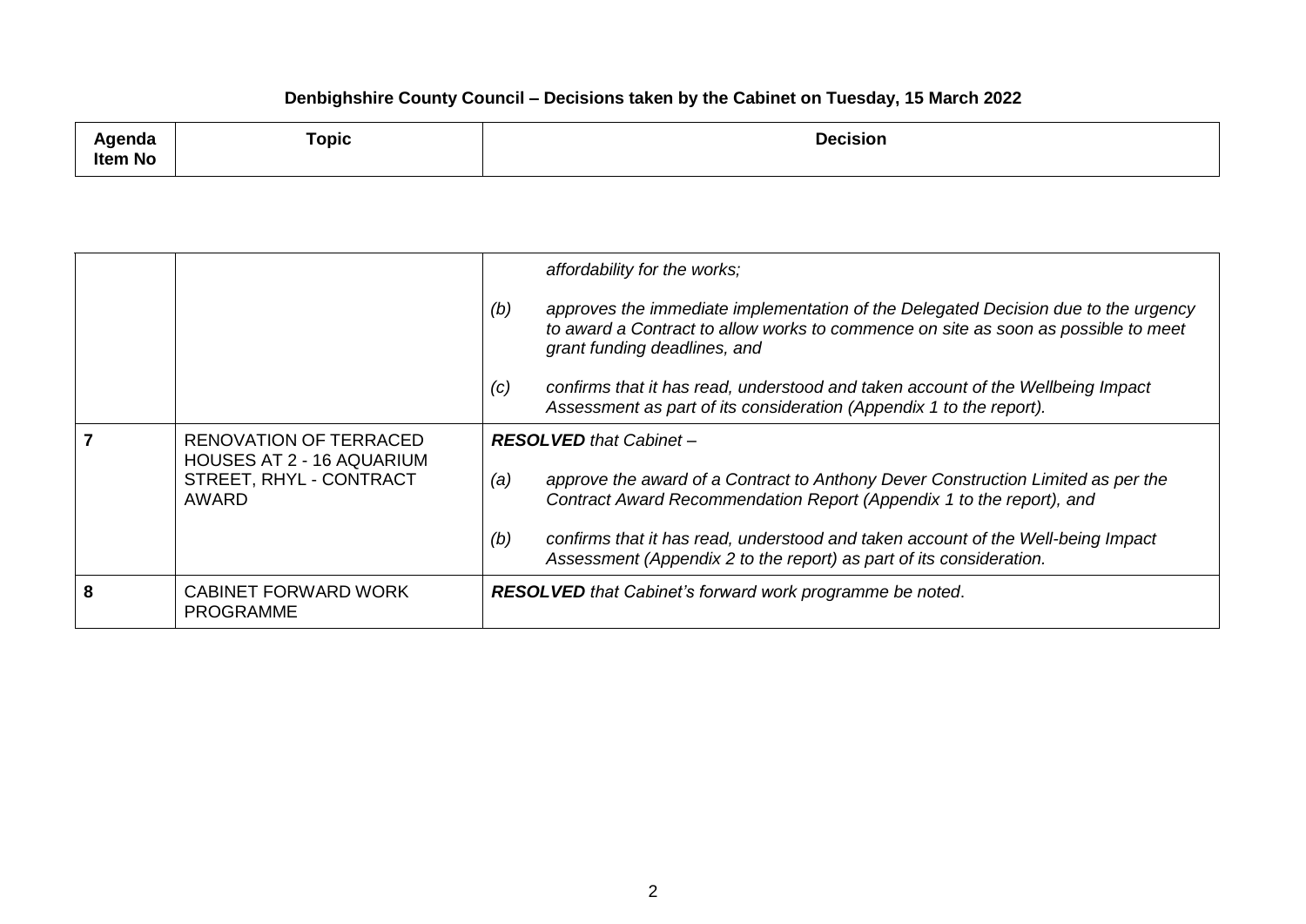**Denbighshire County Council – Decisions taken by the Cabinet on Tuesday, 15 March 2022**

| Agenda Item No | Topic | Decision |
|---|---|---|
| | | *affordability for the works;*<br><br>*(b) approves the immediate implementation of the Delegated Decision due to the urgency to award a Contract to allow works to commence on site as soon as possible to meet grant funding deadlines, and*<br><br>*(c) confirms that it has read, understood and taken account of the Wellbeing Impact Assessment as part of its consideration (Appendix 1 to the report).* |
| **7** | RENOVATION OF TERRACED HOUSES AT 2 - 16 AQUARIUM STREET, RHYL - CONTRACT AWARD | ***RESOLVED*** *that Cabinet –*<br><br>*(a) approve the award of a Contract to Anthony Dever Construction Limited as per the Contract Award Recommendation Report (Appendix 1 to the report), and*<br><br>*(b) confirms that it has read, understood and taken account of the Well-being Impact Assessment (Appendix 2 to the report) as part of its consideration.* |
| **8** | CABINET FORWARD WORK PROGRAMME | ***RESOLVED*** *that Cabinet's forward work programme be noted.* |